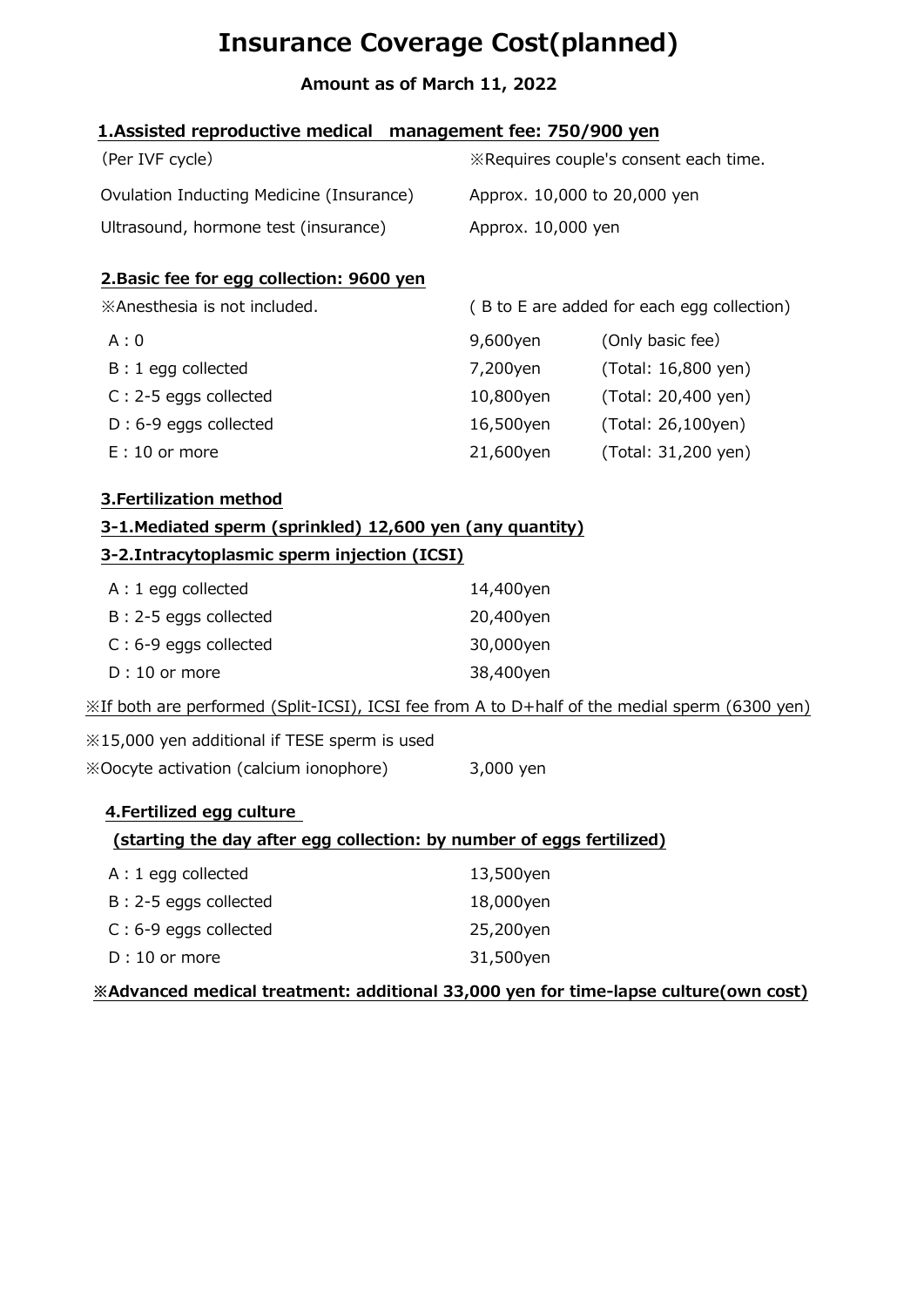# Insurance Coverage Cost(planned)

**Amount as of March 11, 2022**

## 1.Assisted reproductive medical management fee: 750/900 yen

| | |
|---|---|
| (Per IVF cycle) | ※Requires couple's consent each time. |
| Ovulation Inducting Medicine (Insurance) | Approx. 10,000 to 20,000 yen |
| Ultrasound, hormone test (insurance) | Approx. 10,000 yen |

## 2.Basic fee for egg collection: 9600 yen

※Anesthesia is not included. ( B to E are added for each egg collection)

| | | |
|---|---|---|
| A : 0 | 9,600yen | (Only basic fee) |
| B : 1 egg collected | 7,200yen | (Total: 16,800 yen) |
| C : 2-5 eggs collected | 10,800yen | (Total: 20,400 yen) |
| D : 6-9 eggs collected | 16,500yen | (Total: 26,100yen) |
| E : 10 or more | 21,600yen | (Total: 31,200 yen) |

## 3.Fertilization method

### 3-1.Mediated sperm (sprinkled) 12,600 yen (any quantity)

### 3-2.Intracytoplasmic sperm injection (ICSI)

| | |
|---|---|
| A : 1 egg collected | 14,400yen |
| B : 2-5 eggs collected | 20,400yen |
| C : 6-9 eggs collected | 30,000yen |
| D : 10 or more | 38,400yen |

※If both are performed (Split-ICSI), ICSI fee from A to D+half of the medial sperm (6300 yen)

※15,000 yen additional if TESE sperm is used

※Oocyte activation (calcium ionophore) 3,000 yen

## 4.Fertilized egg culture

**(starting the day after egg collection: by number of eggs fertilized)**

| | |
|---|---|
| A : 1 egg collected | 13,500yen |
| B : 2-5 eggs collected | 18,000yen |
| C : 6-9 eggs collected | 25,200yen |
| D : 10 or more | 31,500yen |

**※Advanced medical treatment: additional 33,000 yen for time-lapse culture(own cost)**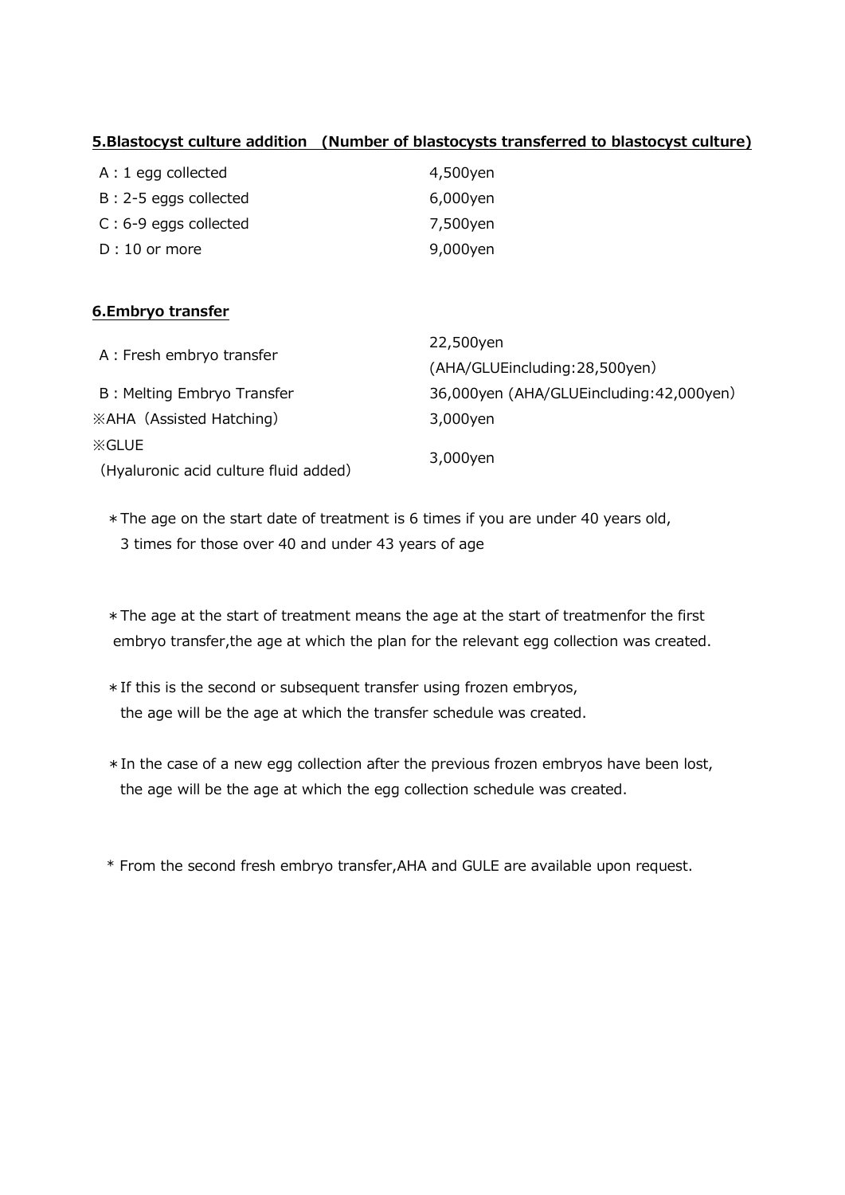**5.Blastocyst culture addition　(Number of blastocysts transferred to blastocyst culture)**

| | |
|---|---|
| A : 1 egg collected | 4,500yen |
| B : 2-5 eggs collected | 6,000yen |
| C : 6-9 eggs collected | 7,500yen |
| D : 10 or more | 9,000yen |

**6.Embryo transfer**

| | |
|---|---|
| A : Fresh embryo transfer | 22,500yen (AHA/GLUEincluding:28,500yen) |
| B : Melting Embryo Transfer | 36,000yen (AHA/GLUEincluding:42,000yen) |
| ※AHA（Assisted Hatching） | 3,000yen |
| ※GLUE（Hyaluronic acid culture fluid added） | 3,000yen |

＊The age on the start date of treatment is 6 times if you are under 40 years old, 3 times for those over 40 and under 43 years of age

＊The age at the start of treatment means the age at the start of treatmenfor the first embryo transfer,the age at which the plan for the relevant egg collection was created.

＊If this is the second or subsequent transfer using frozen embryos, the age will be the age at which the transfer schedule was created.

＊In the case of a new egg collection after the previous frozen embryos have been lost, the age will be the age at which the egg collection schedule was created.

* From the second fresh embryo transfer,AHA and GULE are available upon request.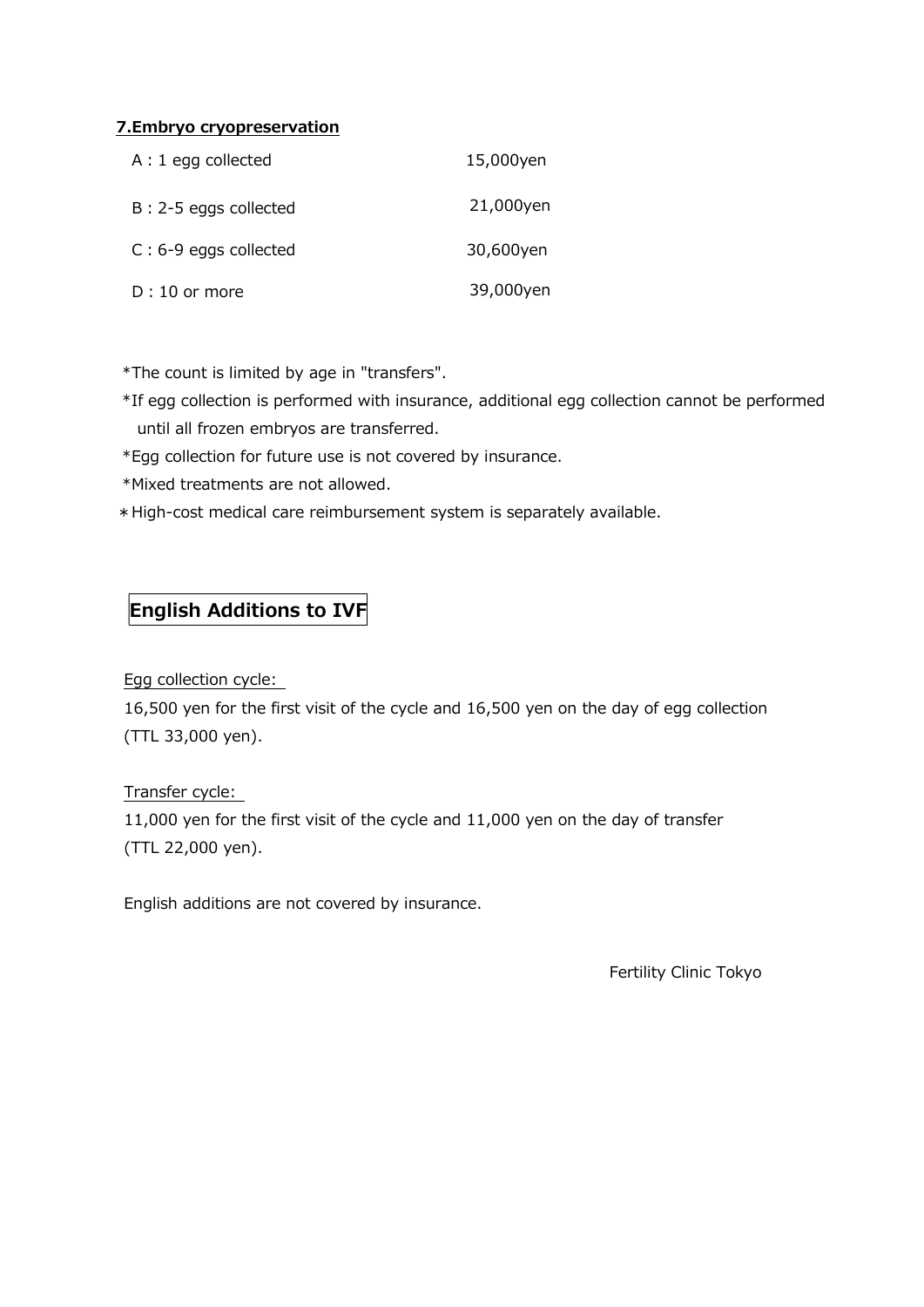## 7.Embryo cryopreservation

| | |
|---|---|
| A : 1 egg collected | 15,000yen |
| B : 2-5 eggs collected | 21,000yen |
| C : 6-9 eggs collected | 30,600yen |
| D : 10 or more | 39,000yen |

*The count is limited by age in "transfers".

*If egg collection is performed with insurance, additional egg collection cannot be performed until all frozen embryos are transferred.

*Egg collection for future use is not covered by insurance.

*Mixed treatments are not allowed.

＊High-cost medical care reimbursement system is separately available.

## English Additions to IVF

Egg collection cycle:

16,500 yen for the first visit of the cycle and 16,500 yen on the day of egg collection (TTL 33,000 yen).

Transfer cycle:

11,000 yen for the first visit of the cycle and 11,000 yen on the day of transfer (TTL 22,000 yen).

English additions are not covered by insurance.

Fertility Clinic Tokyo